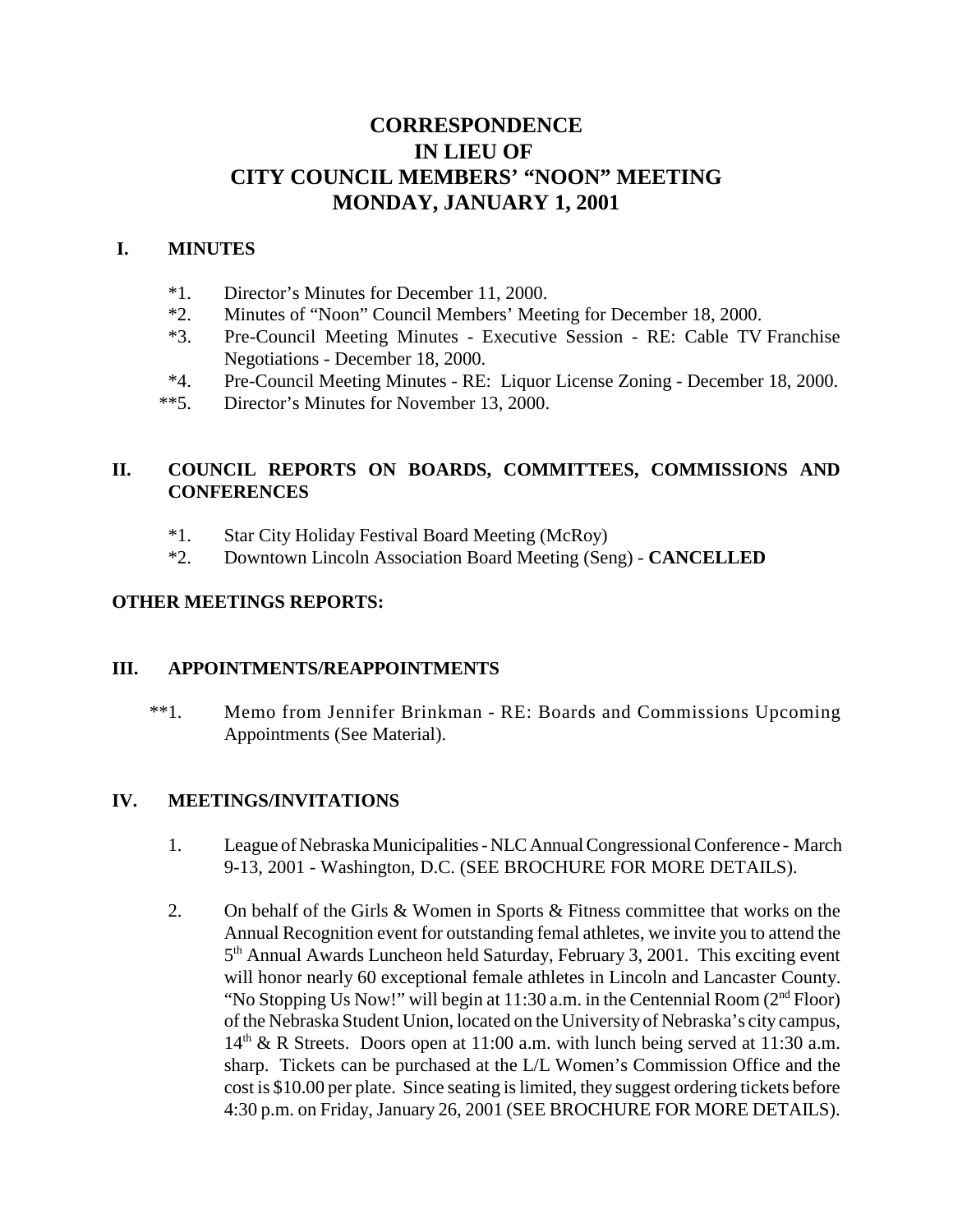# CORRESPONDENCE
# IN LIEU OF
# CITY COUNCIL MEMBERS' "NOON" MEETING
# MONDAY, JANUARY 1, 2001

## I. MINUTES

*1. Director's Minutes for December 11, 2000.

*2. Minutes of "Noon" Council Members' Meeting for December 18, 2000.

*3. Pre-Council Meeting Minutes - Executive Session - RE: Cable TV Franchise Negotiations - December 18, 2000.

*4. Pre-Council Meeting Minutes - RE: Liquor License Zoning - December 18, 2000.

**5. Director's Minutes for November 13, 2000.

## II. COUNCIL REPORTS ON BOARDS, COMMITTEES, COMMISSIONS AND CONFERENCES

*1. Star City Holiday Festival Board Meeting (McRoy)

*2. Downtown Lincoln Association Board Meeting (Seng) - **CANCELLED**

**OTHER MEETINGS REPORTS:**

## III. APPOINTMENTS/REAPPOINTMENTS

**1. Memo from Jennifer Brinkman - RE: Boards and Commissions Upcoming Appointments (See Material).

## IV. MEETINGS/INVITATIONS

1. League of Nebraska Municipalities - NLC Annual Congressional Conference - March 9-13, 2001 - Washington, D.C. (SEE BROCHURE FOR MORE DETAILS).

2. On behalf of the Girls & Women in Sports & Fitness committee that works on the Annual Recognition event for outstanding femal athletes, we invite you to attend the 5th Annual Awards Luncheon held Saturday, February 3, 2001. This exciting event will honor nearly 60 exceptional female athletes in Lincoln and Lancaster County. "No Stopping Us Now!" will begin at 11:30 a.m. in the Centennial Room (2nd Floor) of the Nebraska Student Union, located on the University of Nebraska's city campus, 14th & R Streets. Doors open at 11:00 a.m. with lunch being served at 11:30 a.m. sharp. Tickets can be purchased at the L/L Women's Commission Office and the cost is $10.00 per plate. Since seating is limited, they suggest ordering tickets before 4:30 p.m. on Friday, January 26, 2001 (SEE BROCHURE FOR MORE DETAILS).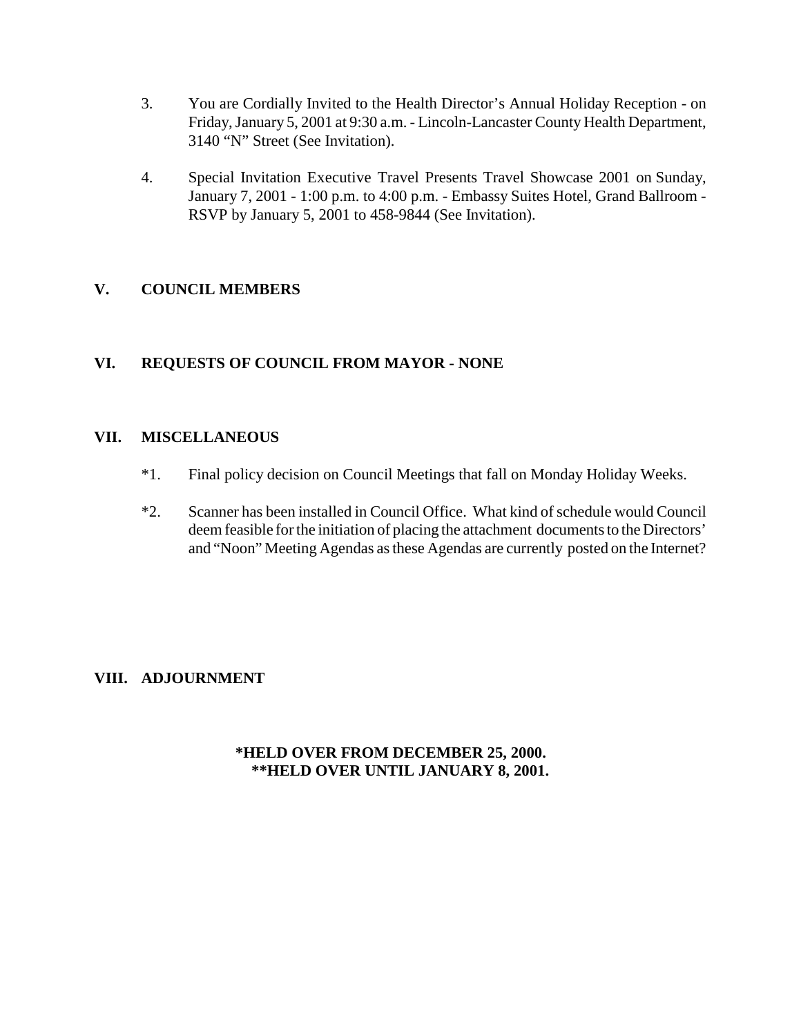3. You are Cordially Invited to the Health Director's Annual Holiday Reception - on Friday, January 5, 2001 at 9:30 a.m. - Lincoln-Lancaster County Health Department, 3140 "N" Street (See Invitation).

4. Special Invitation Executive Travel Presents Travel Showcase 2001 on Sunday, January 7, 2001 - 1:00 p.m. to 4:00 p.m. - Embassy Suites Hotel, Grand Ballroom - RSVP by January 5, 2001 to 458-9844 (See Invitation).

## V. COUNCIL MEMBERS

## VI. REQUESTS OF COUNCIL FROM MAYOR - NONE

## VII. MISCELLANEOUS

*1. Final policy decision on Council Meetings that fall on Monday Holiday Weeks.

*2. Scanner has been installed in Council Office. What kind of schedule would Council deem feasible for the initiation of placing the attachment documents to the Directors' and "Noon" Meeting Agendas as these Agendas are currently posted on the Internet?

## VIII. ADJOURNMENT

**\*HELD OVER FROM DECEMBER 25, 2000.**
**\*\*HELD OVER UNTIL JANUARY 8, 2001.**